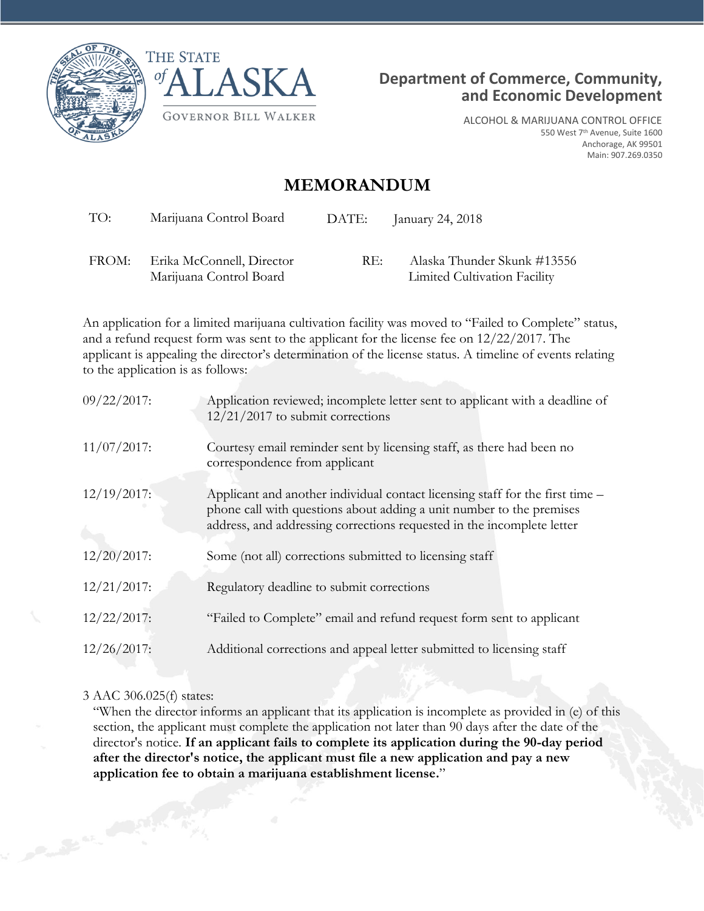THE STATE of ALASKA

GOVERNOR BILL WALKER

**Department of Commerce, Community, and Economic Development**

ALCOHOL & MARIJUANA CONTROL OFFICE
550 West 7th Avenue, Suite 1600
Anchorage, AK 99501
Main: 907.269.0350

# MEMORANDUM

| | | | |
|---|---|---|---|
| TO: | Marijuana Control Board | DATE: | January 24, 2018 |
| FROM: | Erika McConnell, Director<br>Marijuana Control Board | RE: | Alaska Thunder Skunk #13556<br>Limited Cultivation Facility |

An application for a limited marijuana cultivation facility was moved to "Failed to Complete" status, and a refund request form was sent to the applicant for the license fee on 12/22/2017. The applicant is appealing the director's determination of the license status. A timeline of events relating to the application is as follows:

| | |
|---|---|
| 09/22/2017: | Application reviewed; incomplete letter sent to applicant with a deadline of 12/21/2017 to submit corrections |
| 11/07/2017: | Courtesy email reminder sent by licensing staff, as there had been no correspondence from applicant |
| 12/19/2017: | Applicant and another individual contact licensing staff for the first time – phone call with questions about adding a unit number to the premises address, and addressing corrections requested in the incomplete letter |
| 12/20/2017: | Some (not all) corrections submitted to licensing staff |
| 12/21/2017: | Regulatory deadline to submit corrections |
| 12/22/2017: | "Failed to Complete" email and refund request form sent to applicant |
| 12/26/2017: | Additional corrections and appeal letter submitted to licensing staff |

3 AAC 306.025(f) states:

> "When the director informs an applicant that its application is incomplete as provided in (e) of this section, the applicant must complete the application not later than 90 days after the date of the director's notice. **If an applicant fails to complete its application during the 90-day period after the director's notice, the applicant must file a new application and pay a new application fee to obtain a marijuana establishment license.**"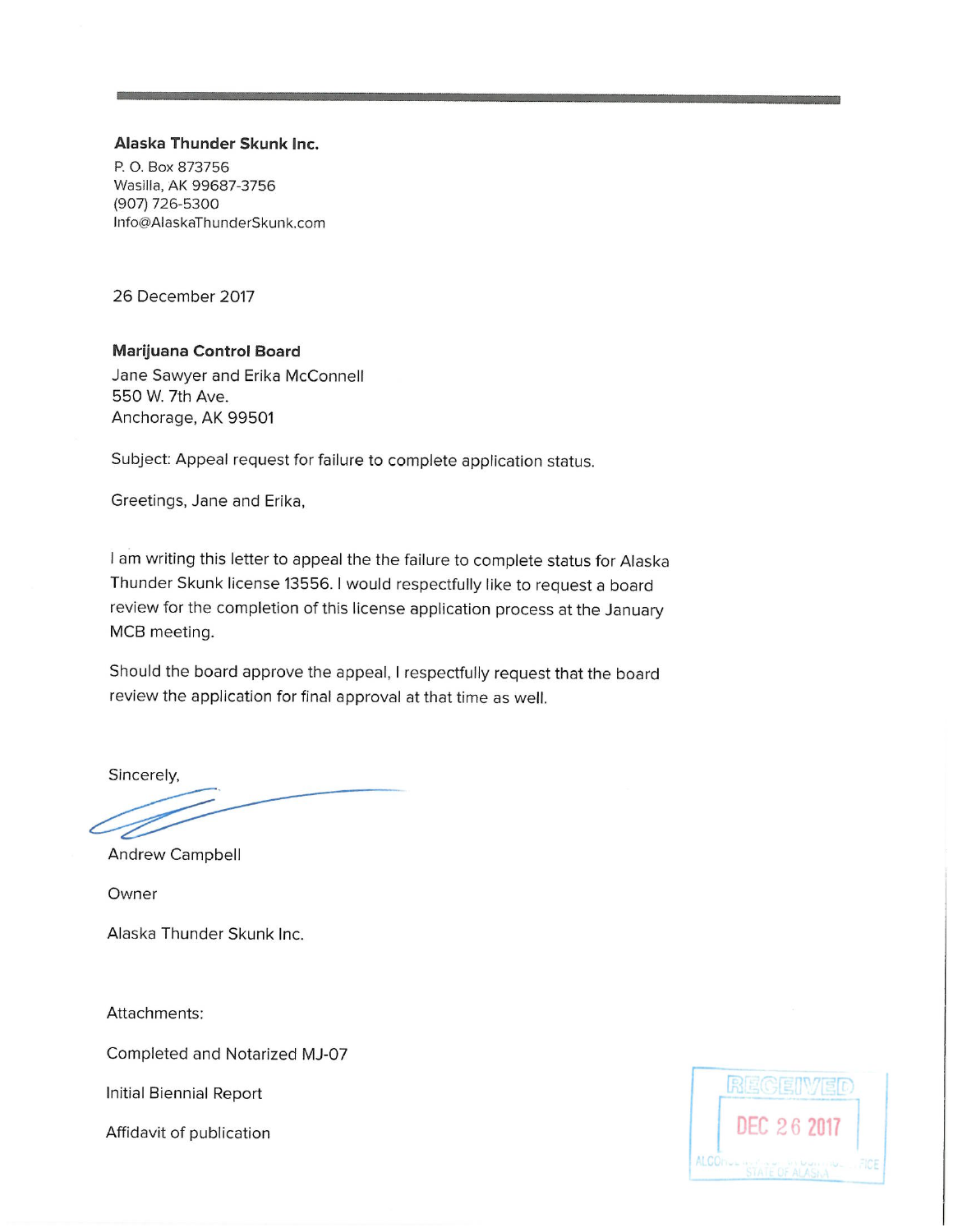**Alaska Thunder Skunk Inc.**
P. O. Box 873756
Wasilla, AK 99687-3756
(907) 726-5300
Info@AlaskaThunderSkunk.com

26 December 2017

**Marijuana Control Board**
Jane Sawyer and Erika McConnell
550 W. 7th Ave.
Anchorage, AK 99501

Subject: Appeal request for failure to complete application status.

Greetings, Jane and Erika,

I am writing this letter to appeal the the failure to complete status for Alaska Thunder Skunk license 13556. I would respectfully like to request a board review for the completion of this license application process at the January MCB meeting.

Should the board approve the appeal, I respectfully request that the board review the application for final approval at that time as well.

Sincerely,

Andrew Campbell

Owner

Alaska Thunder Skunk Inc.

Attachments:

Completed and Notarized MJ-07

Initial Biennial Report

Affidavit of publication

RECEIVED
DEC 26 2017
ALCOHOL ... OFFICE
STATE OF ALASKA